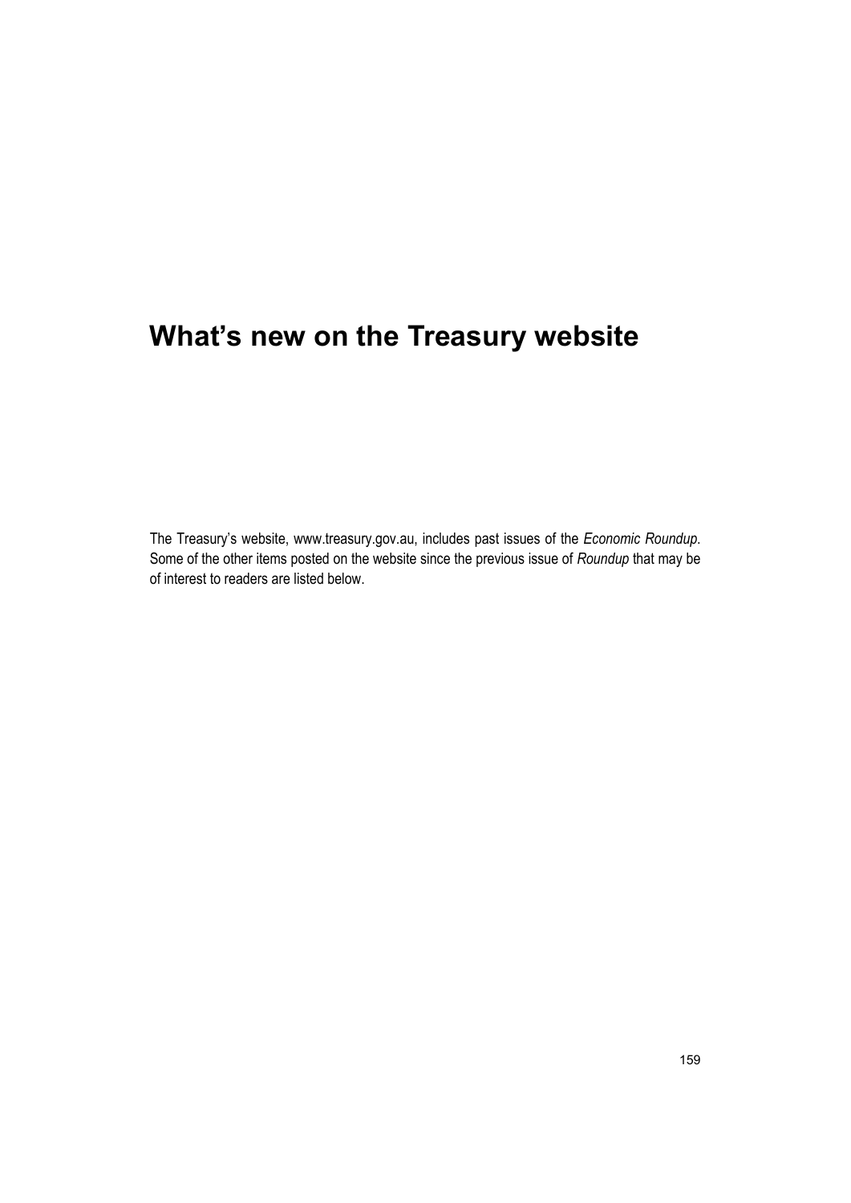# What's new on the Treasury website

The Treasury's website, www.treasury.gov.au, includes past issues of the *Economic Roundup*. Some of the other items posted on the website since the previous issue of *Roundup* that may be of interest to readers are listed below.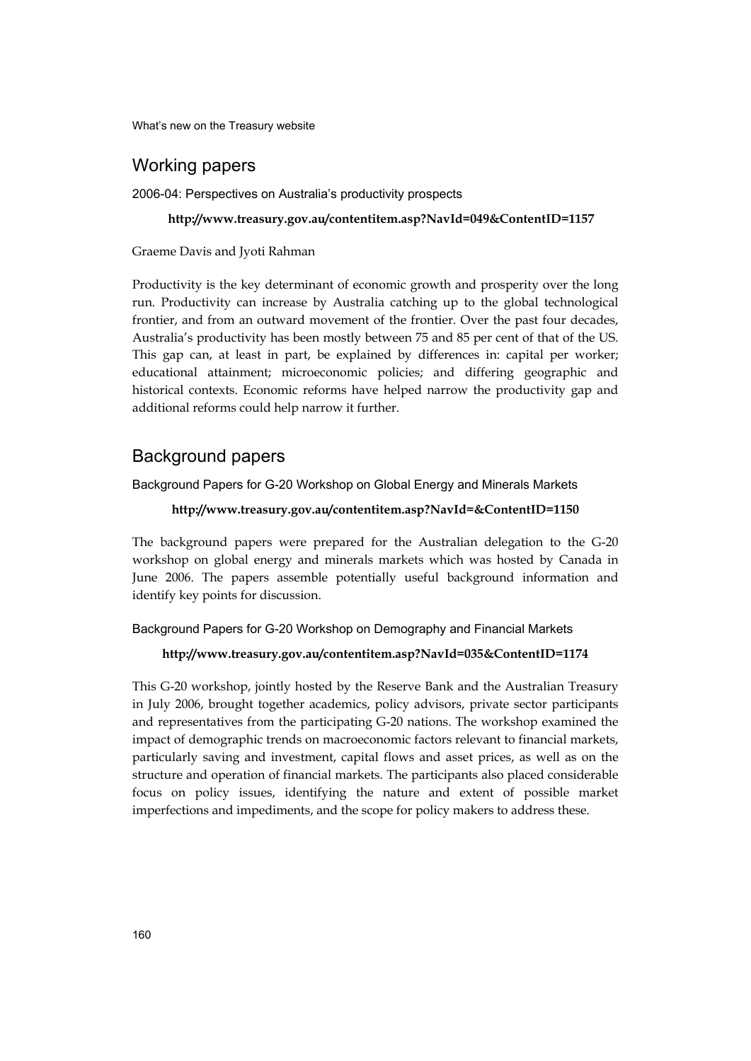## Working papers

### 2006-04: Perspectives on Australia's productivity prospects

**http://www.treasury.gov.au/contentitem.asp?NavId=049&ContentID=1157**

Graeme Davis and Jyoti Rahman

Productivity is the key determinant of economic growth and prosperity over the long run. Productivity can increase by Australia catching up to the global technological frontier, and from an outward movement of the frontier. Over the past four decades, Australia's productivity has been mostly between 75 and 85 per cent of that of the US. This gap can, at least in part, be explained by differences in: capital per worker; educational attainment; microeconomic policies; and differing geographic and historical contexts. Economic reforms have helped narrow the productivity gap and additional reforms could help narrow it further.

## Background papers

### Background Papers for G-20 Workshop on Global Energy and Minerals Markets

**http://www.treasury.gov.au/contentitem.asp?NavId=&ContentID=1150**

The background papers were prepared for the Australian delegation to the G-20 workshop on global energy and minerals markets which was hosted by Canada in June 2006. The papers assemble potentially useful background information and identify key points for discussion.

### Background Papers for G-20 Workshop on Demography and Financial Markets

**http://www.treasury.gov.au/contentitem.asp?NavId=035&ContentID=1174**

This G-20 workshop, jointly hosted by the Reserve Bank and the Australian Treasury in July 2006, brought together academics, policy advisors, private sector participants and representatives from the participating G-20 nations. The workshop examined the impact of demographic trends on macroeconomic factors relevant to financial markets, particularly saving and investment, capital flows and asset prices, as well as on the structure and operation of financial markets. The participants also placed considerable focus on policy issues, identifying the nature and extent of possible market imperfections and impediments, and the scope for policy makers to address these.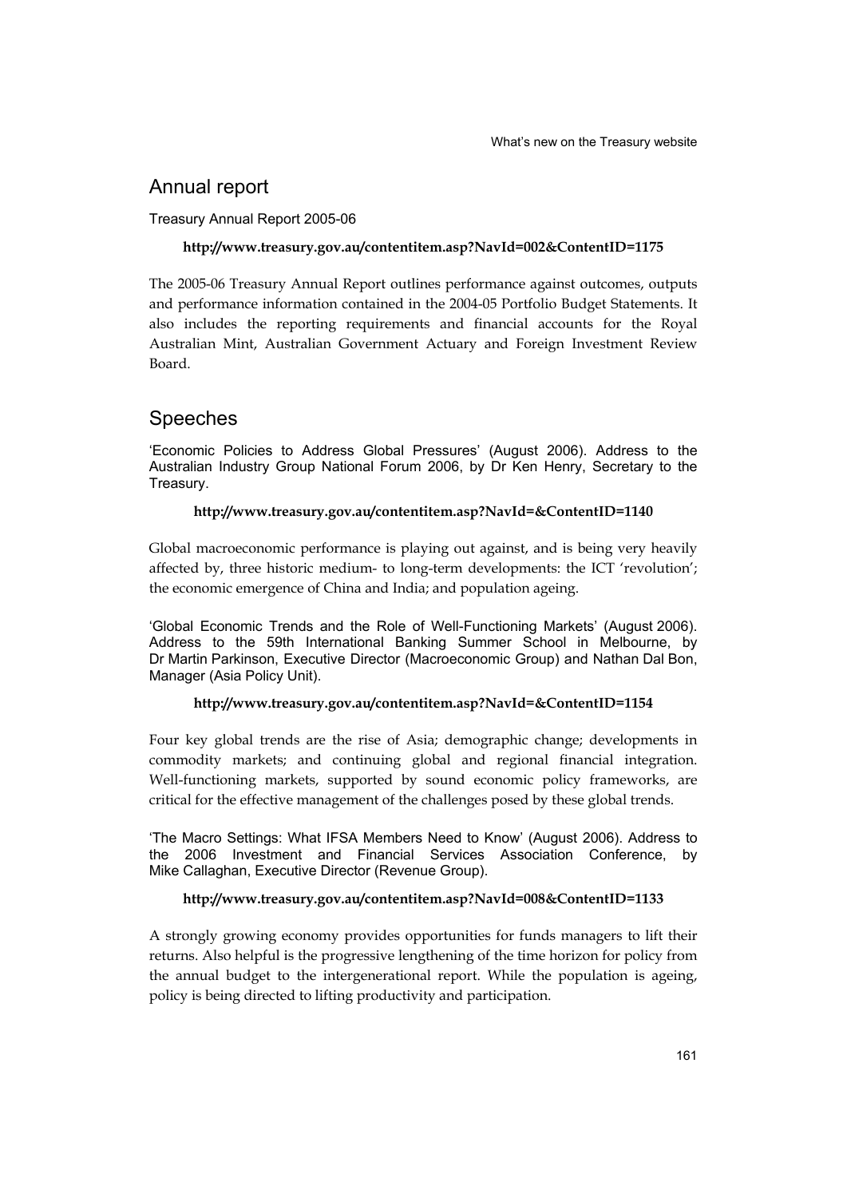## Annual report

Treasury Annual Report 2005-06

**http://www.treasury.gov.au/contentitem.asp?NavId=002&ContentID=1175**

The 2005-06 Treasury Annual Report outlines performance against outcomes, outputs and performance information contained in the 2004-05 Portfolio Budget Statements. It also includes the reporting requirements and financial accounts for the Royal Australian Mint, Australian Government Actuary and Foreign Investment Review Board.

## Speeches

'Economic Policies to Address Global Pressures' (August 2006). Address to the Australian Industry Group National Forum 2006, by Dr Ken Henry, Secretary to the Treasury.

**http://www.treasury.gov.au/contentitem.asp?NavId=&ContentID=1140**

Global macroeconomic performance is playing out against, and is being very heavily affected by, three historic medium- to long-term developments: the ICT 'revolution'; the economic emergence of China and India; and population ageing.

'Global Economic Trends and the Role of Well-Functioning Markets' (August 2006). Address to the 59th International Banking Summer School in Melbourne, by Dr Martin Parkinson, Executive Director (Macroeconomic Group) and Nathan Dal Bon, Manager (Asia Policy Unit).

**http://www.treasury.gov.au/contentitem.asp?NavId=&ContentID=1154**

Four key global trends are the rise of Asia; demographic change; developments in commodity markets; and continuing global and regional financial integration. Well-functioning markets, supported by sound economic policy frameworks, are critical for the effective management of the challenges posed by these global trends.

'The Macro Settings: What IFSA Members Need to Know' (August 2006). Address to the 2006 Investment and Financial Services Association Conference, by Mike Callaghan, Executive Director (Revenue Group).

**http://www.treasury.gov.au/contentitem.asp?NavId=008&ContentID=1133**

A strongly growing economy provides opportunities for funds managers to lift their returns. Also helpful is the progressive lengthening of the time horizon for policy from the annual budget to the intergenerational report. While the population is ageing, policy is being directed to lifting productivity and participation.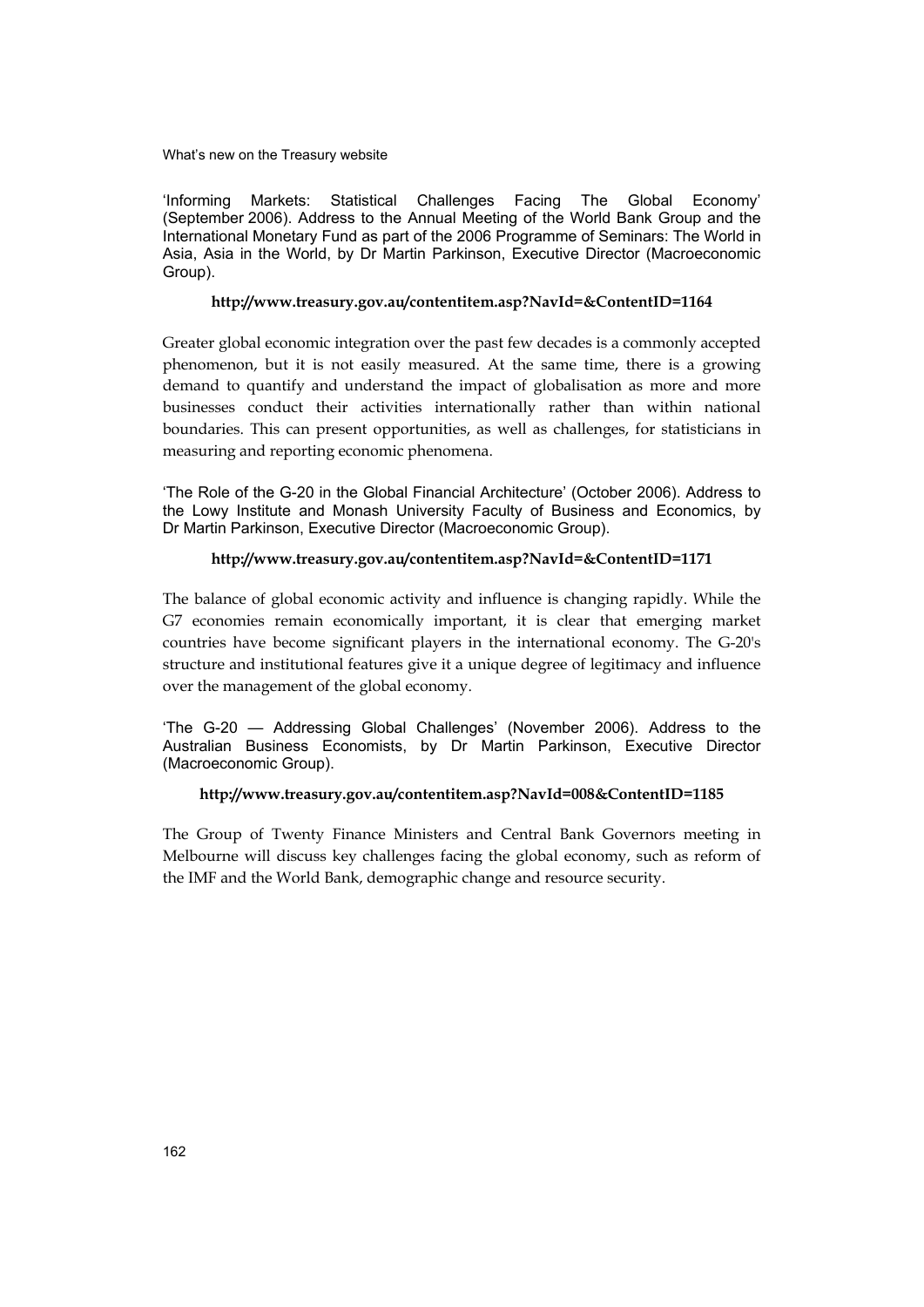'Informing Markets: Statistical Challenges Facing The Global Economy' (September 2006). Address to the Annual Meeting of the World Bank Group and the International Monetary Fund as part of the 2006 Programme of Seminars: The World in Asia, Asia in the World, by Dr Martin Parkinson, Executive Director (Macroeconomic Group).

**http://www.treasury.gov.au/contentitem.asp?NavId=&ContentID=1164**

Greater global economic integration over the past few decades is a commonly accepted phenomenon, but it is not easily measured. At the same time, there is a growing demand to quantify and understand the impact of globalisation as more and more businesses conduct their activities internationally rather than within national boundaries. This can present opportunities, as well as challenges, for statisticians in measuring and reporting economic phenomena.

'The Role of the G-20 in the Global Financial Architecture' (October 2006). Address to the Lowy Institute and Monash University Faculty of Business and Economics, by Dr Martin Parkinson, Executive Director (Macroeconomic Group).

**http://www.treasury.gov.au/contentitem.asp?NavId=&ContentID=1171**

The balance of global economic activity and influence is changing rapidly. While the G7 economies remain economically important, it is clear that emerging market countries have become significant players in the international economy. The G-20's structure and institutional features give it a unique degree of legitimacy and influence over the management of the global economy.

'The G-20 — Addressing Global Challenges' (November 2006). Address to the Australian Business Economists, by Dr Martin Parkinson, Executive Director (Macroeconomic Group).

**http://www.treasury.gov.au/contentitem.asp?NavId=008&ContentID=1185**

The Group of Twenty Finance Ministers and Central Bank Governors meeting in Melbourne will discuss key challenges facing the global economy, such as reform of the IMF and the World Bank, demographic change and resource security.